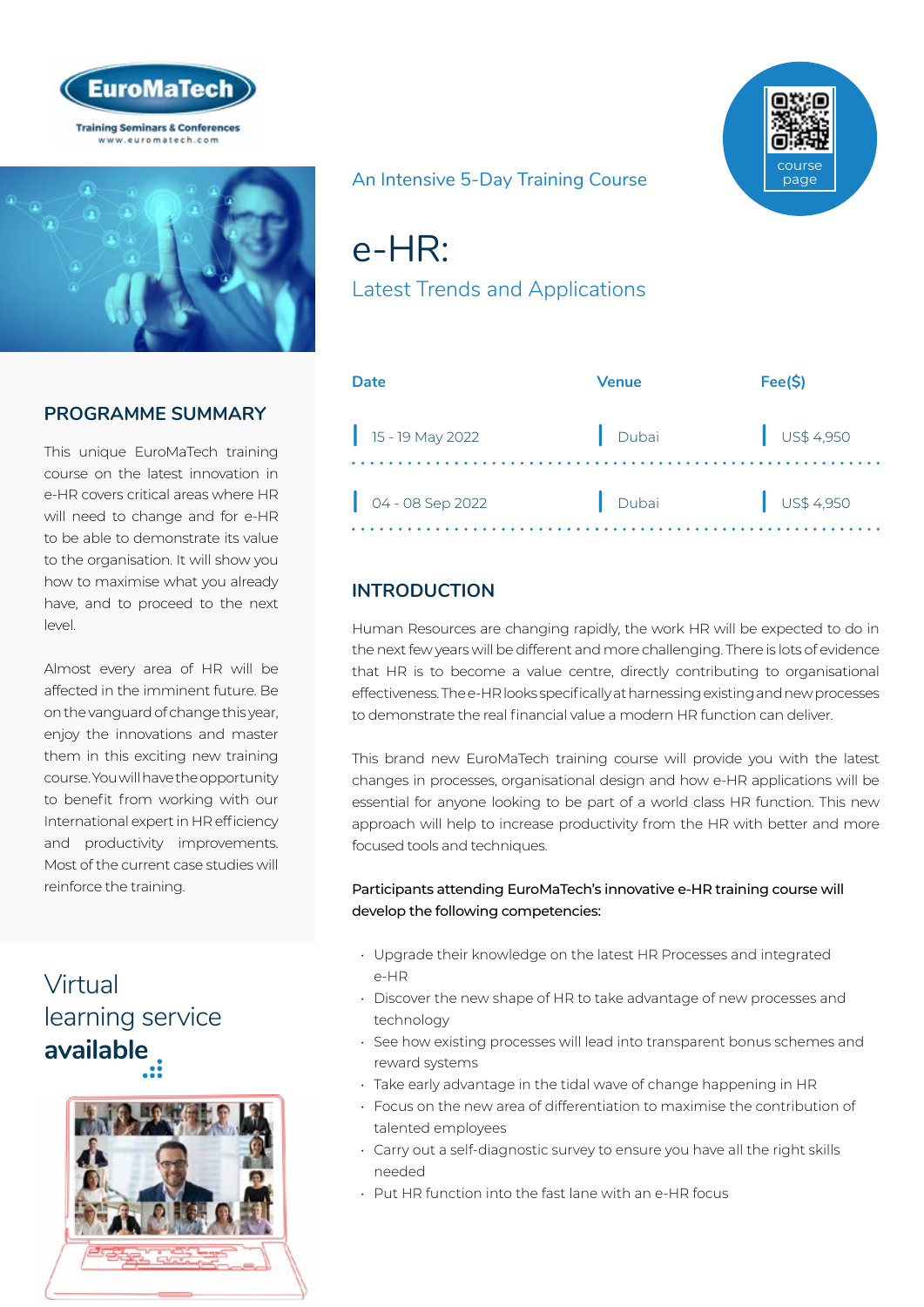EuroMaTech

Training Seminars & Conferences
www.euromatech.com

An Intensive 5-Day Training Course

# e-HR:

## Latest Trends and Applications

course page

| Date | Venue | Fee($) |
| --- | --- | --- |
| 15 - 19 May 2022 | Dubai | US$ 4,950 |
| 04 - 08 Sep 2022 | Dubai | US$ 4,950 |

## PROGRAMME SUMMARY

This unique EuroMaTech training course on the latest innovation in e-HR covers critical areas where HR will need to change and for e-HR to be able to demonstrate its value to the organisation. It will show you how to maximise what you already have, and to proceed to the next level.

Almost every area of HR will be affected in the imminent future. Be on the vanguard of change this year, enjoy the innovations and master them in this exciting new training course. You will have the opportunity to benefit from working with our International expert in HR efficiency and productivity improvements. Most of the current case studies will reinforce the training.

Virtual learning service **available**

## INTRODUCTION

Human Resources are changing rapidly, the work HR will be expected to do in the next few years will be different and more challenging. There is lots of evidence that HR is to become a value centre, directly contributing to organisational effectiveness. The e-HR looks specifically at harnessing existing and new processes to demonstrate the real financial value a modern HR function can deliver.

This brand new EuroMaTech training course will provide you with the latest changes in processes, organisational design and how e-HR applications will be essential for anyone looking to be part of a world class HR function. This new approach will help to increase productivity from the HR with better and more focused tools and techniques.

**Participants attending EuroMaTech's innovative e-HR training course will develop the following competencies:**

- Upgrade their knowledge on the latest HR Processes and integrated e-HR
- Discover the new shape of HR to take advantage of new processes and technology
- See how existing processes will lead into transparent bonus schemes and reward systems
- Take early advantage in the tidal wave of change happening in HR
- Focus on the new area of differentiation to maximise the contribution of talented employees
- Carry out a self-diagnostic survey to ensure you have all the right skills needed
- Put HR function into the fast lane with an e-HR focus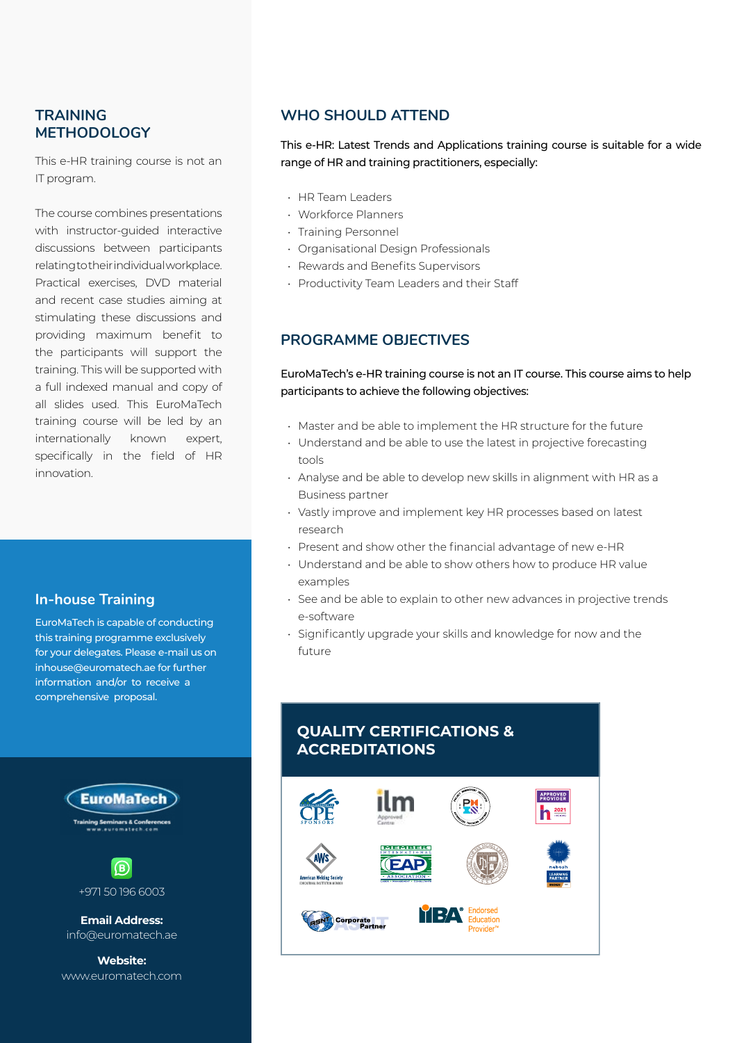## TRAINING METHODOLOGY

This e-HR training course is not an IT program.

The course combines presentations with instructor-guided interactive discussions between participants relating to their individual workplace. Practical exercises, DVD material and recent case studies aiming at stimulating these discussions and providing maximum benefit to the participants will support the training. This will be supported with a full indexed manual and copy of all slides used. This EuroMaTech training course will be led by an internationally known expert, specifically in the field of HR innovation.

## In-house Training

EuroMaTech is capable of conducting this training programme exclusively for your delegates. Please e-mail us on inhouse@euromatech.ae for further information and/or to receive a comprehensive proposal.

EuroMaTech
Training Seminars & Conferences
www.euromatech.com

+971 50 196 6003

**Email Address:**
info@euromatech.ae

**Website:**
www.euromatech.com

## WHO SHOULD ATTEND

This e-HR: Latest Trends and Applications training course is suitable for a wide range of HR and training practitioners, especially:

- HR Team Leaders
- Workforce Planners
- Training Personnel
- Organisational Design Professionals
- Rewards and Benefits Supervisors
- Productivity Team Leaders and their Staff

## PROGRAMME OBJECTIVES

EuroMaTech's e-HR training course is not an IT course. This course aims to help participants to achieve the following objectives:

- Master and be able to implement the HR structure for the future
- Understand and be able to use the latest in projective forecasting tools
- Analyse and be able to develop new skills in alignment with HR as a Business partner
- Vastly improve and implement key HR processes based on latest research
- Present and show other the financial advantage of new e-HR
- Understand and be able to show others how to produce HR value examples
- See and be able to explain to other new advances in projective trends e-software
- Significantly upgrade your skills and knowledge for now and the future

## QUALITY CERTIFICATIONS & ACCREDITATIONS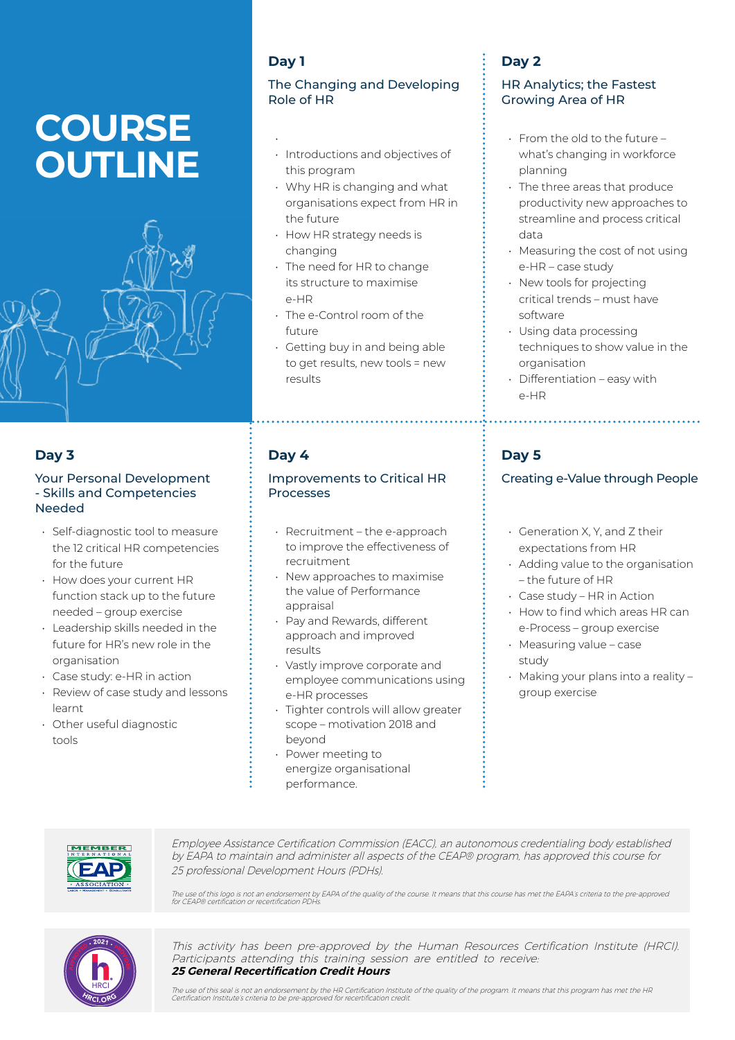# COURSE OUTLINE

## Day 1

### The Changing and Developing Role of HR

- Introductions and objectives of this program
- Why HR is changing and what organisations expect from HR in the future
- How HR strategy needs is changing
- The need for HR to change its structure to maximise e-HR
- The e-Control room of the future
- Getting buy in and being able to get results, new tools = new results

## Day 2

### HR Analytics; the Fastest Growing Area of HR

- From the old to the future – what's changing in workforce planning
- The three areas that produce productivity new approaches to streamline and process critical data
- Measuring the cost of not using e-HR – case study
- New tools for projecting critical trends – must have software
- Using data processing techniques to show value in the organisation
- Differentiation – easy with e-HR

## Day 3

### Your Personal Development - Skills and Competencies Needed

- Self-diagnostic tool to measure the 12 critical HR competencies for the future
- How does your current HR function stack up to the future needed – group exercise
- Leadership skills needed in the future for HR's new role in the organisation
- Case study: e-HR in action
- Review of case study and lessons learnt
- Other useful diagnostic tools

## Day 4

### Improvements to Critical HR Processes

- Recruitment – the e-approach to improve the effectiveness of recruitment
- New approaches to maximise the value of Performance appraisal
- Pay and Rewards, different approach and improved results
- Vastly improve corporate and employee communications using e-HR processes
- Tighter controls will allow greater scope – motivation 2018 and beyond
- Power meeting to energize organisational performance.

## Day 5

### Creating e-Value through People

- Generation X, Y, and Z their expectations from HR
- Adding value to the organisation – the future of HR
- Case study – HR in Action
- How to find which areas HR can e-Process – group exercise
- Measuring value – case study
- Making your plans into a reality – group exercise

*Employee Assistance Certification Commission (EACC), an autonomous credentialing body established by EAPA to maintain and administer all aspects of the CEAP® program, has approved this course for 25 professional Development Hours (PDHs).*

*The use of this logo is not an endorsement by EAPA of the quality of the course. It means that this course has met the EAPA's criteria to the pre-approved for CEAP® certification or recertification PDHs.*

*This activity has been pre-approved by the Human Resources Certification Institute (HRCI). Participants attending this training session are entitled to receive:*
***25 General Recertification Credit Hours***

*The use of this seal is not an endorsement by the HR Certification Institute of the quality of the program. It means that this program has met the HR Certification Institute's criteria to be pre-approved for recertification credit.*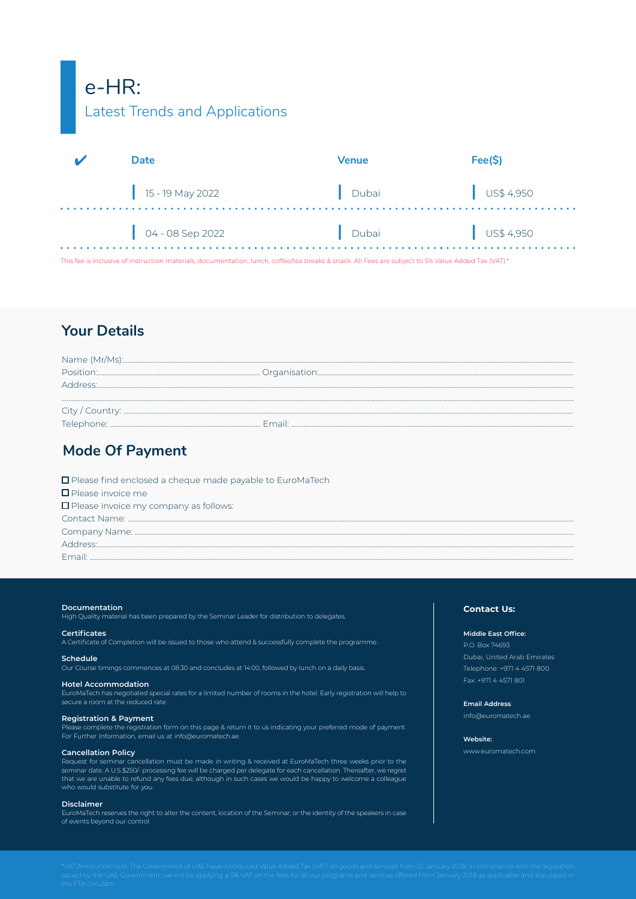# e-HR:

## Latest Trends and Applications

| ✔ | Date | Venue | Fee($) |
|---|---|---|---|
| | 15 - 19 May 2022 | Dubai | US$ 4,950 |
| | 04 - 08 Sep 2022 | Dubai | US$ 4,950 |

This fee is inclusive of instruction materials, documentation, lunch, coffee/tea breaks & snack. All Fees are subject to 5% Value Added Tax (VAT).*

## Your Details

Name (Mr/Ms):........................................................................................................

Position:........................................ Organisation:........................................

Address:........................................................................................................

.....................................................................................................................

City / Country: .................................................................................................

Telephone: ........................................ Email: ........................................

## Mode Of Payment

- ☐ Please find enclosed a cheque made payable to EuroMaTech
- ☐ Please invoice me
- ☐ Please invoice my company as follows:

Contact Name: ..................................................................................................

Company Name: ................................................................................................

Address:........................................................................................................

Email: ..........................................................................................................

**Documentation**
High Quality material has been prepared by the Seminar Leader for distribution to delegates.

**Certificates**
A Certificate of Completion will be issued to those who attend & successfully complete the programme.

**Schedule**
Our Course timings commences at 08:30 and concludes at 14:00, followed by lunch on a daily basis.

**Hotel Accommodation**
EuroMaTech has negotiated special rates for a limited number of rooms in the hotel. Early registration will help to secure a room at the reduced rate.

**Registration & Payment**
Please complete the registration form on this page & return it to us indicating your preferred mode of payment. For Further Information, email us at info@euromatech.ae.

**Cancellation Policy**
Request for seminar cancellation must be made in writing & received at EuroMaTech three weeks prior to the seminar date. A U.S $250/- processing fee will be charged per delegate for each cancellation. Thereafter, we regret that we are unable to refund any fees due, although in such cases we would be happy to welcome a colleague who would substitute for you.

**Disclaimer**
EuroMaTech reserves the right to alter the content, location of the Seminar, or the identity of the speakers in case of events beyond our control.

**Contact Us:**

**Middle East Office:**
P.O. Box 74693
Dubai, United Arab Emirates
Telephone: +971 4 4571 800
Fax: +971 4 4571 801

**Email Address**
info@euromatech.ae

**Website:**
www.euromatech.com

*VAT Announcement: The Government of UAE have introduced Value Added Tax (VAT) on goods and services from 01-January-2018. In compliance with the legislation issued by the UAE Government, we will be applying a 5% VAT on the fees for all our programs and services offered from January 2018 as applicable and stipulated in the FTA circulars.